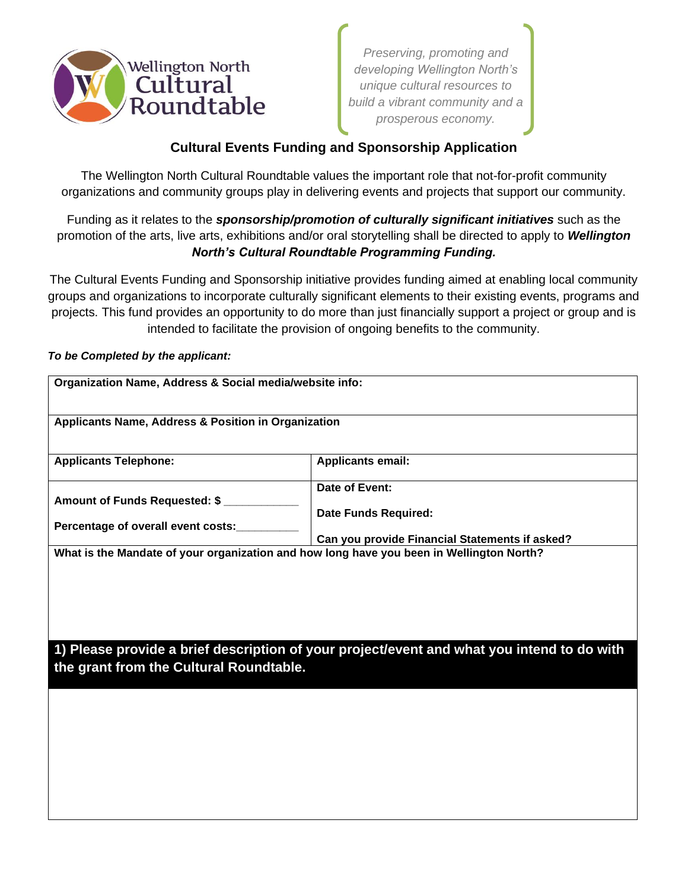Wellington North Cultural Roundtable

*Preserving, promoting and developing Wellington North's unique cultural resources to build a vibrant community and a prosperous economy.*

## Cultural Events Funding and Sponsorship Application

The Wellington North Cultural Roundtable values the important role that not-for-profit community organizations and community groups play in delivering events and projects that support our community.

Funding as it relates to the ***sponsorship/promotion of culturally significant initiatives*** such as the promotion of the arts, live arts, exhibitions and/or oral storytelling shall be directed to apply to ***Wellington North's Cultural Roundtable Programming Funding.***

The Cultural Events Funding and Sponsorship initiative provides funding aimed at enabling local community groups and organizations to incorporate culturally significant elements to their existing events, programs and projects. This fund provides an opportunity to do more than just financially support a project or group and is intended to facilitate the provision of ongoing benefits to the community.

***To be Completed by the applicant:***

| **Organization Name, Address & Social media/website info:** | |
|---|---|
| **Applicants Name, Address & Position in Organization** | |
| **Applicants Telephone:** | **Applicants email:** |
| **Amount of Funds Requested: $** ____________<br><br>**Percentage of overall event costs:**__________ | **Date of Event:**<br><br>**Date Funds Required:**<br><br>**Can you provide Financial Statements if asked?** |
| **What is the Mandate of your organization and how long have you been in Wellington North?** | |
| **1) Please provide a brief description of your project/event and what you intend to do with the grant from the Cultural Roundtable.** | |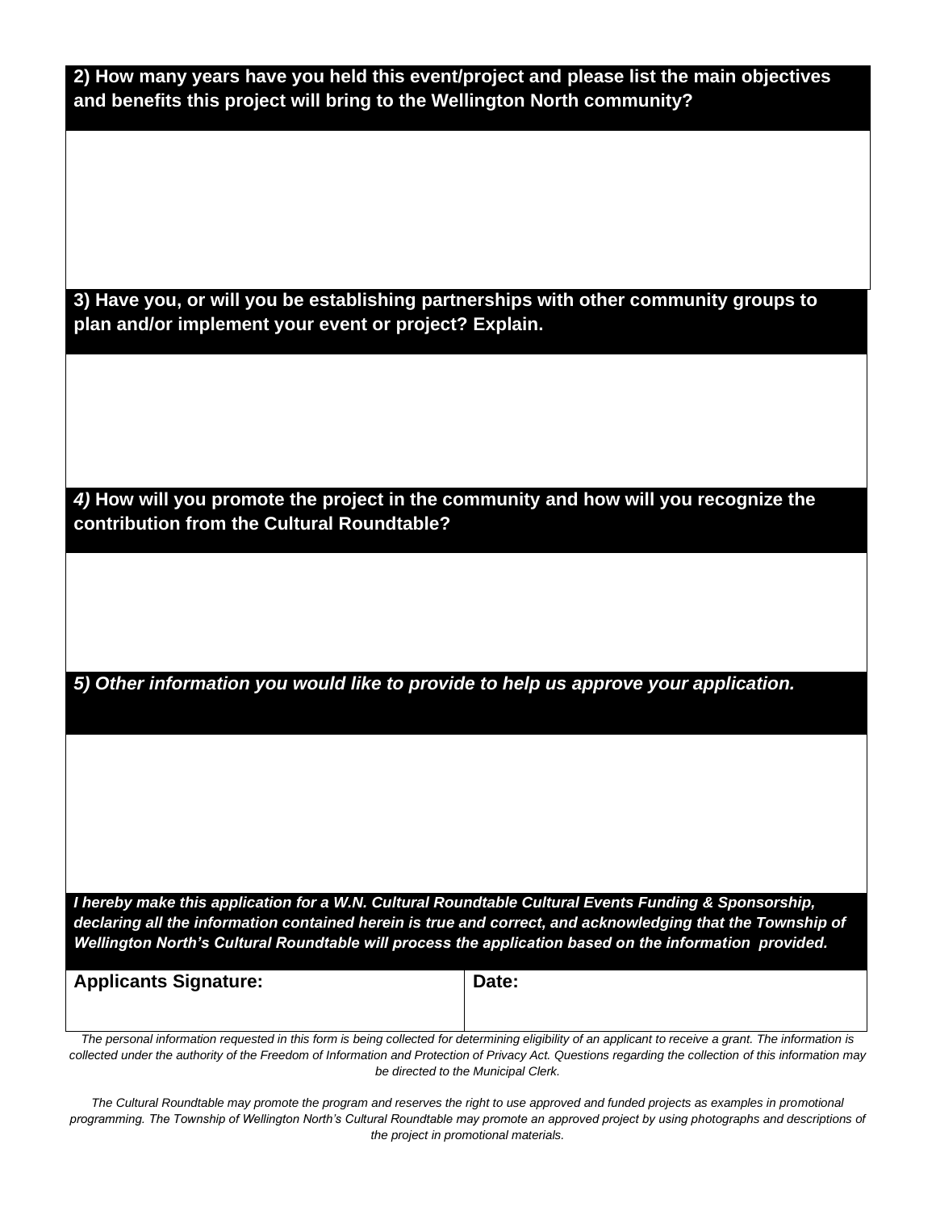**2) How many years have you held this event/project and please list the main objectives and benefits this project will bring to the Wellington North community?**

**3) Have you, or will you be establishing partnerships with other community groups to plan and/or implement your event or project? Explain.**

***4)*** **How will you promote the project in the community and how will you recognize the contribution from the Cultural Roundtable?**

***5) Other information you would like to provide to help us approve your application.***

***I hereby make this application for a W.N. Cultural Roundtable Cultural Events Funding & Sponsorship, declaring all the information contained herein is true and correct, and acknowledging that the Township of Wellington North's Cultural Roundtable will process the application based on the information provided.***

| | |
|---|---|
| **Applicants Signature:** | **Date:** |

*The personal information requested in this form is being collected for determining eligibility of an applicant to receive a grant. The information is collected under the authority of the Freedom of Information and Protection of Privacy Act. Questions regarding the collection of this information may be directed to the Municipal Clerk.*

*The Cultural Roundtable may promote the program and reserves the right to use approved and funded projects as examples in promotional programming. The Township of Wellington North's Cultural Roundtable may promote an approved project by using photographs and descriptions of the project in promotional materials.*